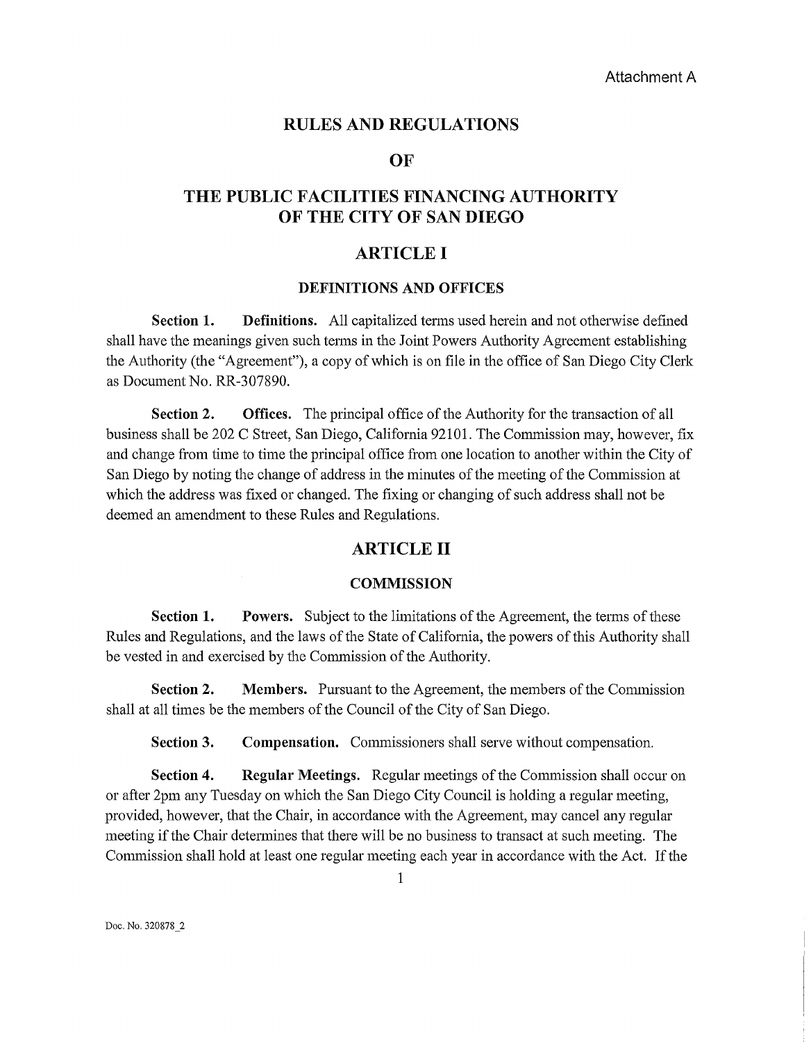Attachment A

# RULES AND REGULATIONS

# OF

# THE PUBLIC FACILITIES FINANCING AUTHORITY OF THE CITY OF SAN DIEGO

## ARTICLE I

### DEFINITIONS AND OFFICES

**Section 1. Definitions.** All capitalized terms used herein and not otherwise defined shall have the meanings given such terms in the Joint Powers Authority Agreement establishing the Authority (the "Agreement"), a copy of which is on file in the office of San Diego City Clerk as Document No. RR-307890.

**Section 2. Offices.** The principal office of the Authority for the transaction of all business shall be 202 C Street, San Diego, California 92101. The Commission may, however, fix and change from time to time the principal office from one location to another within the City of San Diego by noting the change of address in the minutes of the meeting of the Commission at which the address was fixed or changed. The fixing or changing of such address shall not be deemed an amendment to these Rules and Regulations.

## ARTICLE II

### COMMISSION

**Section 1. Powers.** Subject to the limitations of the Agreement, the terms of these Rules and Regulations, and the laws of the State of California, the powers of this Authority shall be vested in and exercised by the Commission of the Authority.

**Section 2. Members.** Pursuant to the Agreement, the members of the Commission shall at all times be the members of the Council of the City of San Diego.

**Section 3. Compensation.** Commissioners shall serve without compensation.

**Section 4. Regular Meetings.** Regular meetings of the Commission shall occur on or after 2pm any Tuesday on which the San Diego City Council is holding a regular meeting, provided, however, that the Chair, in accordance with the Agreement, may cancel any regular meeting if the Chair determines that there will be no business to transact at such meeting. The Commission shall hold at least one regular meeting each year in accordance with the Act. If the

Doc. No. 320878_2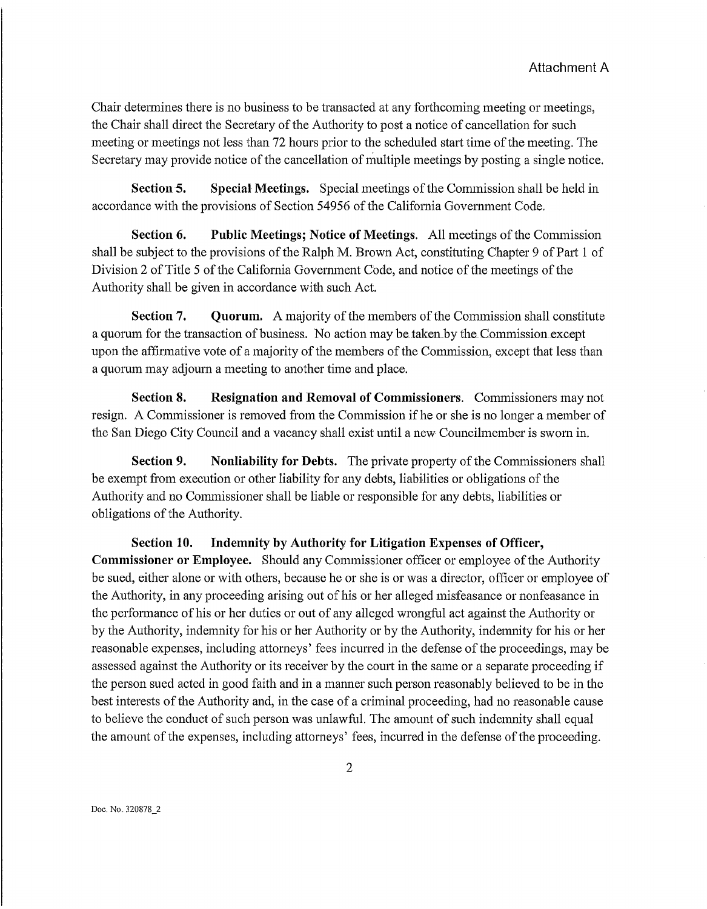Attachment A

Chair determines there is no business to be transacted at any forthcoming meeting or meetings, the Chair shall direct the Secretary of the Authority to post a notice of cancellation for such meeting or meetings not less than 72 hours prior to the scheduled start time of the meeting. The Secretary may provide notice of the cancellation of multiple meetings by posting a single notice.

**Section 5. Special Meetings.** Special meetings of the Commission shall be held in accordance with the provisions of Section 54956 of the California Government Code.

**Section 6. Public Meetings; Notice of Meetings.** All meetings of the Commission shall be subject to the provisions of the Ralph M. Brown Act, constituting Chapter 9 of Part 1 of Division 2 of Title 5 of the California Government Code, and notice of the meetings of the Authority shall be given in accordance with such Act.

**Section 7. Quorum.** A majority of the members of the Commission shall constitute a quorum for the transaction of business. No action may be taken by the Commission except upon the affirmative vote of a majority of the members of the Commission, except that less than a quorum may adjourn a meeting to another time and place.

**Section 8. Resignation and Removal of Commissioners.** Commissioners may not resign. A Commissioner is removed from the Commission if he or she is no longer a member of the San Diego City Council and a vacancy shall exist until a new Councilmember is sworn in.

**Section 9. Nonliability for Debts.** The private property of the Commissioners shall be exempt from execution or other liability for any debts, liabilities or obligations of the Authority and no Commissioner shall be liable or responsible for any debts, liabilities or obligations of the Authority.

**Section 10. Indemnity by Authority for Litigation Expenses of Officer, Commissioner or Employee.** Should any Commissioner officer or employee of the Authority be sued, either alone or with others, because he or she is or was a director, officer or employee of the Authority, in any proceeding arising out of his or her alleged misfeasance or nonfeasance in the performance of his or her duties or out of any alleged wrongful act against the Authority or by the Authority, indemnity for his or her Authority or by the Authority, indemnity for his or her reasonable expenses, including attorneys' fees incurred in the defense of the proceedings, may be assessed against the Authority or its receiver by the court in the same or a separate proceeding if the person sued acted in good faith and in a manner such person reasonably believed to be in the best interests of the Authority and, in the case of a criminal proceeding, had no reasonable cause to believe the conduct of such person was unlawful. The amount of such indemnity shall equal the amount of the expenses, including attorneys' fees, incurred in the defense of the proceeding.

Doc. No. 320878_2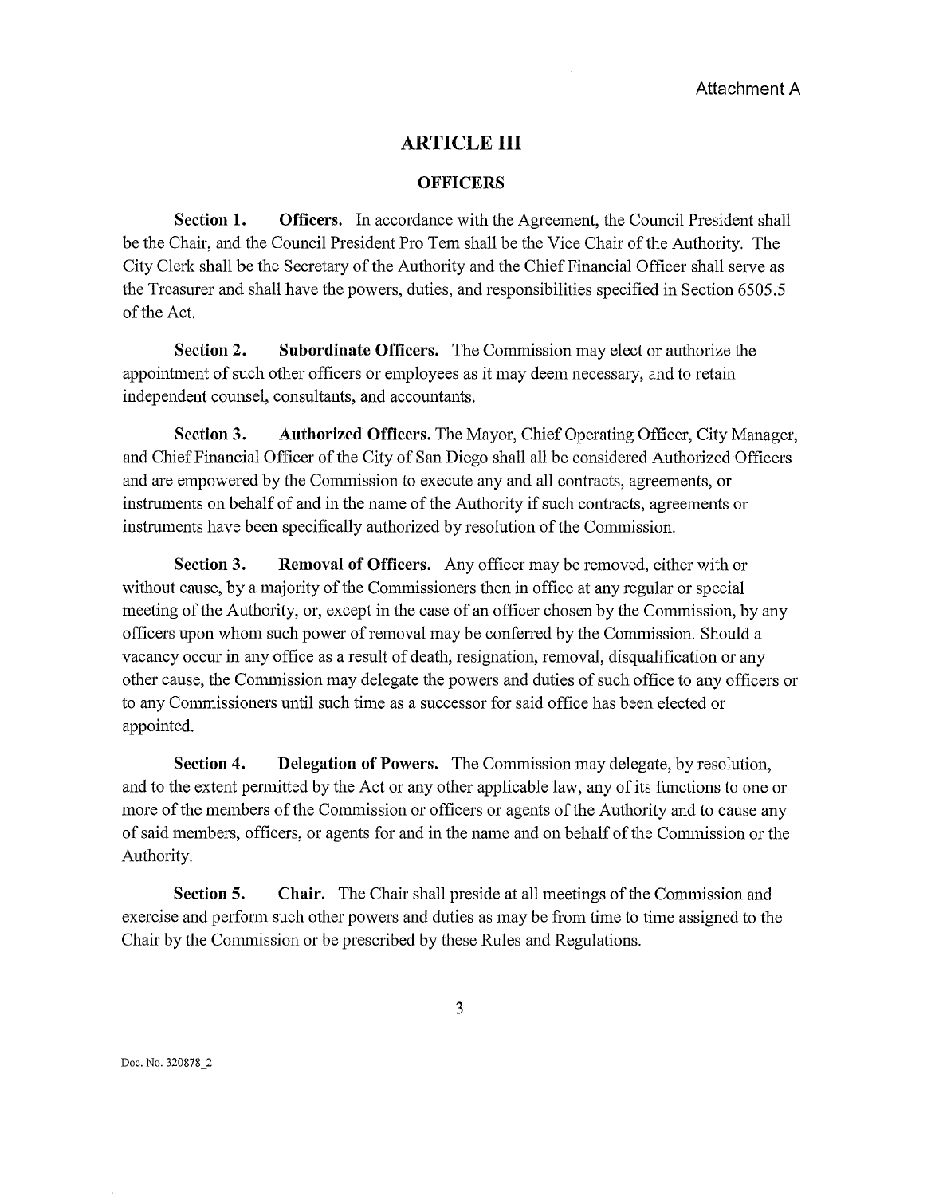Attachment A

## ARTICLE III

### OFFICERS

**Section 1. Officers.** In accordance with the Agreement, the Council President shall be the Chair, and the Council President Pro Tem shall be the Vice Chair of the Authority. The City Clerk shall be the Secretary of the Authority and the Chief Financial Officer shall serve as the Treasurer and shall have the powers, duties, and responsibilities specified in Section 6505.5 of the Act.

**Section 2. Subordinate Officers.** The Commission may elect or authorize the appointment of such other officers or employees as it may deem necessary, and to retain independent counsel, consultants, and accountants.

**Section 3. Authorized Officers.** The Mayor, Chief Operating Officer, City Manager, and Chief Financial Officer of the City of San Diego shall all be considered Authorized Officers and are empowered by the Commission to execute any and all contracts, agreements, or instruments on behalf of and in the name of the Authority if such contracts, agreements or instruments have been specifically authorized by resolution of the Commission.

**Section 3. Removal of Officers.** Any officer may be removed, either with or without cause, by a majority of the Commissioners then in office at any regular or special meeting of the Authority, or, except in the case of an officer chosen by the Commission, by any officers upon whom such power of removal may be conferred by the Commission. Should a vacancy occur in any office as a result of death, resignation, removal, disqualification or any other cause, the Commission may delegate the powers and duties of such office to any officers or to any Commissioners until such time as a successor for said office has been elected or appointed.

**Section 4. Delegation of Powers.** The Commission may delegate, by resolution, and to the extent permitted by the Act or any other applicable law, any of its functions to one or more of the members of the Commission or officers or agents of the Authority and to cause any of said members, officers, or agents for and in the name and on behalf of the Commission or the Authority.

**Section 5. Chair.** The Chair shall preside at all meetings of the Commission and exercise and perform such other powers and duties as may be from time to time assigned to the Chair by the Commission or be prescribed by these Rules and Regulations.

Doc. No. 320878_2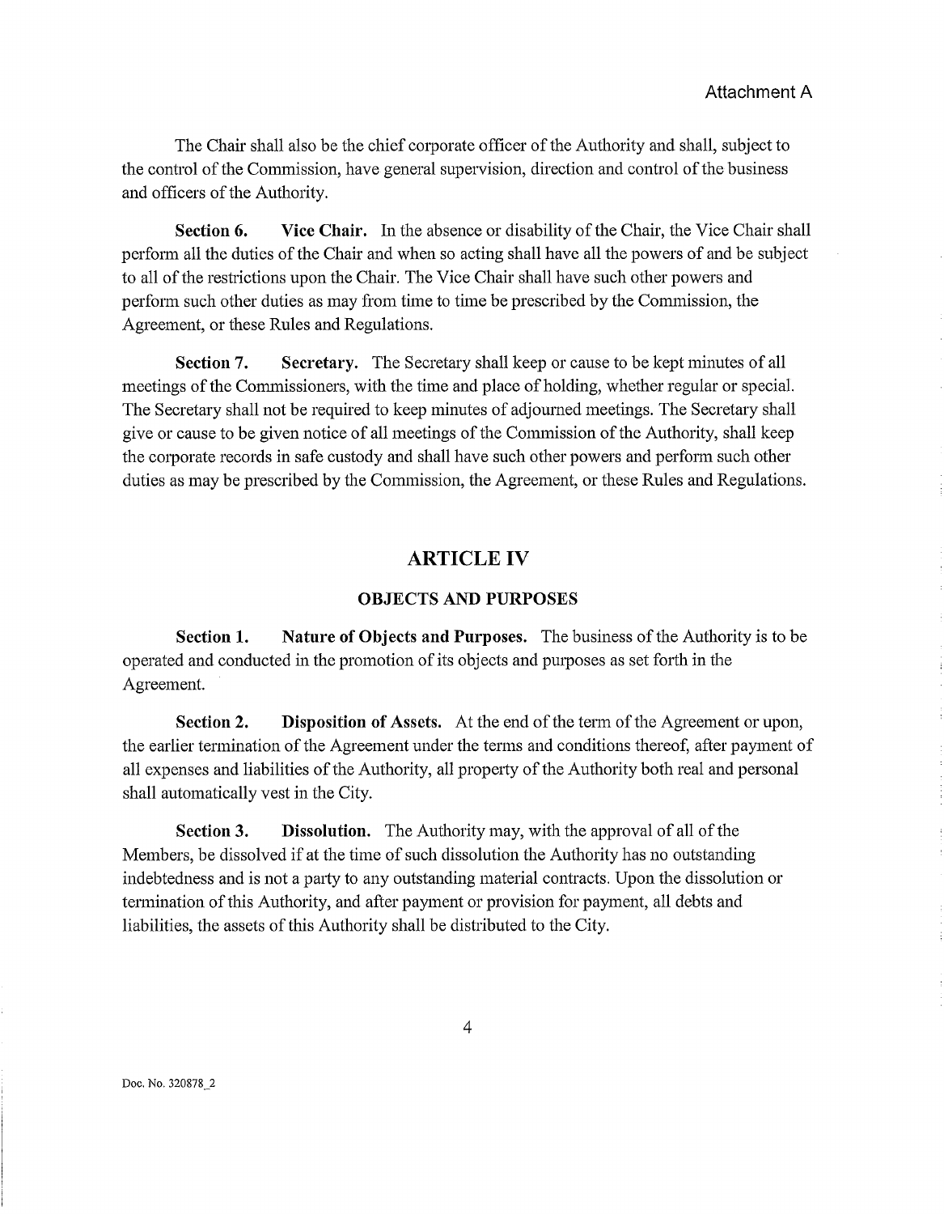The Chair shall also be the chief corporate officer of the Authority and shall, subject to the control of the Commission, have general supervision, direction and control of the business and officers of the Authority.

**Section 6. Vice Chair.** In the absence or disability of the Chair, the Vice Chair shall perform all the duties of the Chair and when so acting shall have all the powers of and be subject to all of the restrictions upon the Chair. The Vice Chair shall have such other powers and perform such other duties as may from time to time be prescribed by the Commission, the Agreement, or these Rules and Regulations.

**Section 7. Secretary.** The Secretary shall keep or cause to be kept minutes of all meetings of the Commissioners, with the time and place of holding, whether regular or special. The Secretary shall not be required to keep minutes of adjourned meetings. The Secretary shall give or cause to be given notice of all meetings of the Commission of the Authority, shall keep the corporate records in safe custody and shall have such other powers and perform such other duties as may be prescribed by the Commission, the Agreement, or these Rules and Regulations.

## ARTICLE IV

### OBJECTS AND PURPOSES

**Section 1. Nature of Objects and Purposes.** The business of the Authority is to be operated and conducted in the promotion of its objects and purposes as set forth in the Agreement.

**Section 2. Disposition of Assets.** At the end of the term of the Agreement or upon, the earlier termination of the Agreement under the terms and conditions thereof, after payment of all expenses and liabilities of the Authority, all property of the Authority both real and personal shall automatically vest in the City.

**Section 3. Dissolution.** The Authority may, with the approval of all of the Members, be dissolved if at the time of such dissolution the Authority has no outstanding indebtedness and is not a party to any outstanding material contracts. Upon the dissolution or termination of this Authority, and after payment or provision for payment, all debts and liabilities, the assets of this Authority shall be distributed to the City.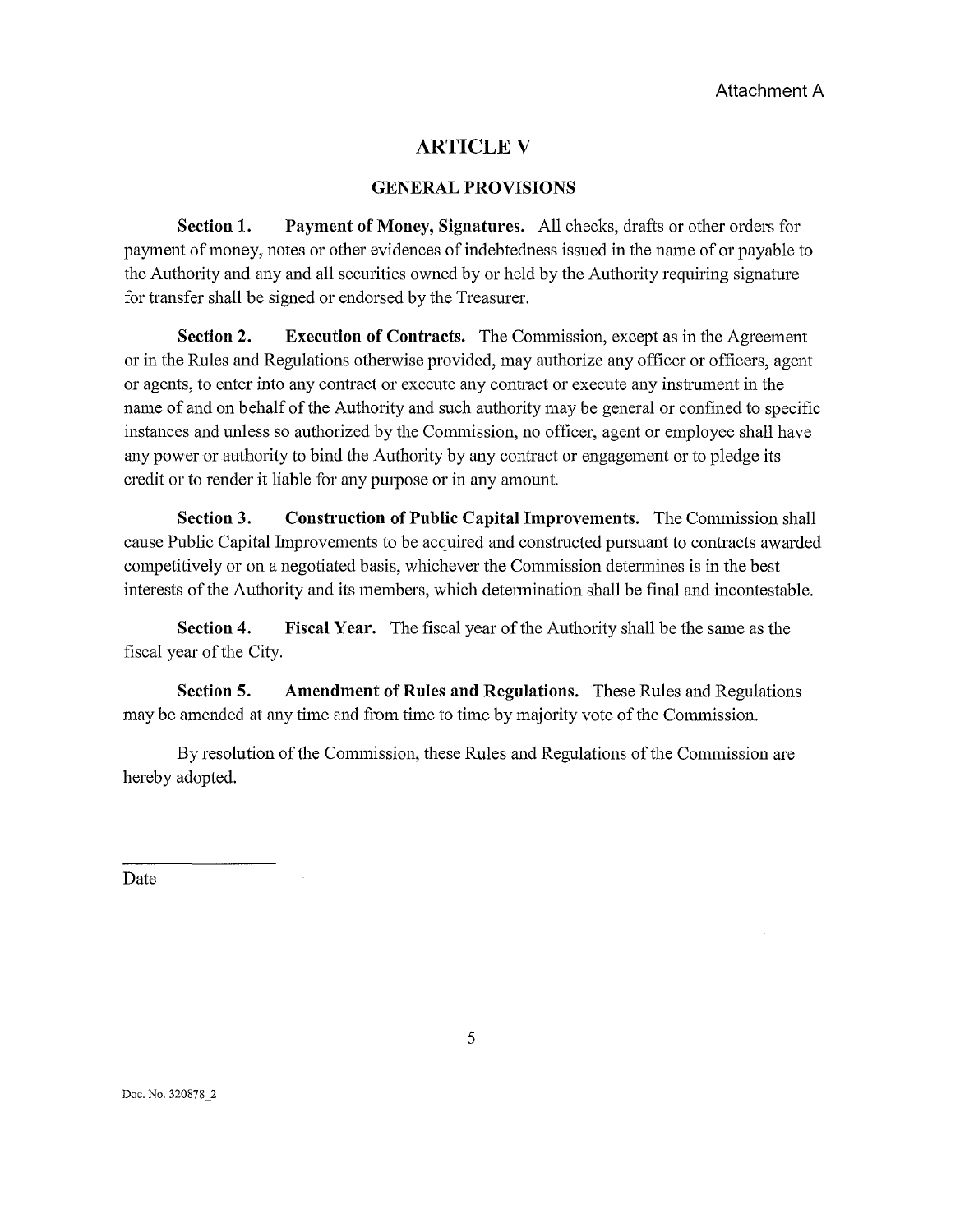Attachment A

# ARTICLE V

## GENERAL PROVISIONS

**Section 1. Payment of Money, Signatures.** All checks, drafts or other orders for payment of money, notes or other evidences of indebtedness issued in the name of or payable to the Authority and any and all securities owned by or held by the Authority requiring signature for transfer shall be signed or endorsed by the Treasurer.

**Section 2. Execution of Contracts.** The Commission, except as in the Agreement or in the Rules and Regulations otherwise provided, may authorize any officer or officers, agent or agents, to enter into any contract or execute any contract or execute any instrument in the name of and on behalf of the Authority and such authority may be general or confined to specific instances and unless so authorized by the Commission, no officer, agent or employee shall have any power or authority to bind the Authority by any contract or engagement or to pledge its credit or to render it liable for any purpose or in any amount.

**Section 3. Construction of Public Capital Improvements.** The Commission shall cause Public Capital Improvements to be acquired and constructed pursuant to contracts awarded competitively or on a negotiated basis, whichever the Commission determines is in the best interests of the Authority and its members, which determination shall be final and incontestable.

**Section 4. Fiscal Year.** The fiscal year of the Authority shall be the same as the fiscal year of the City.

**Section 5. Amendment of Rules and Regulations.** These Rules and Regulations may be amended at any time and from time to time by majority vote of the Commission.

By resolution of the Commission, these Rules and Regulations of the Commission are hereby adopted.

\_\_\_\_\_\_\_\_\_\_\_\_\_\_\_\_

Date

Doc. No. 320878_2